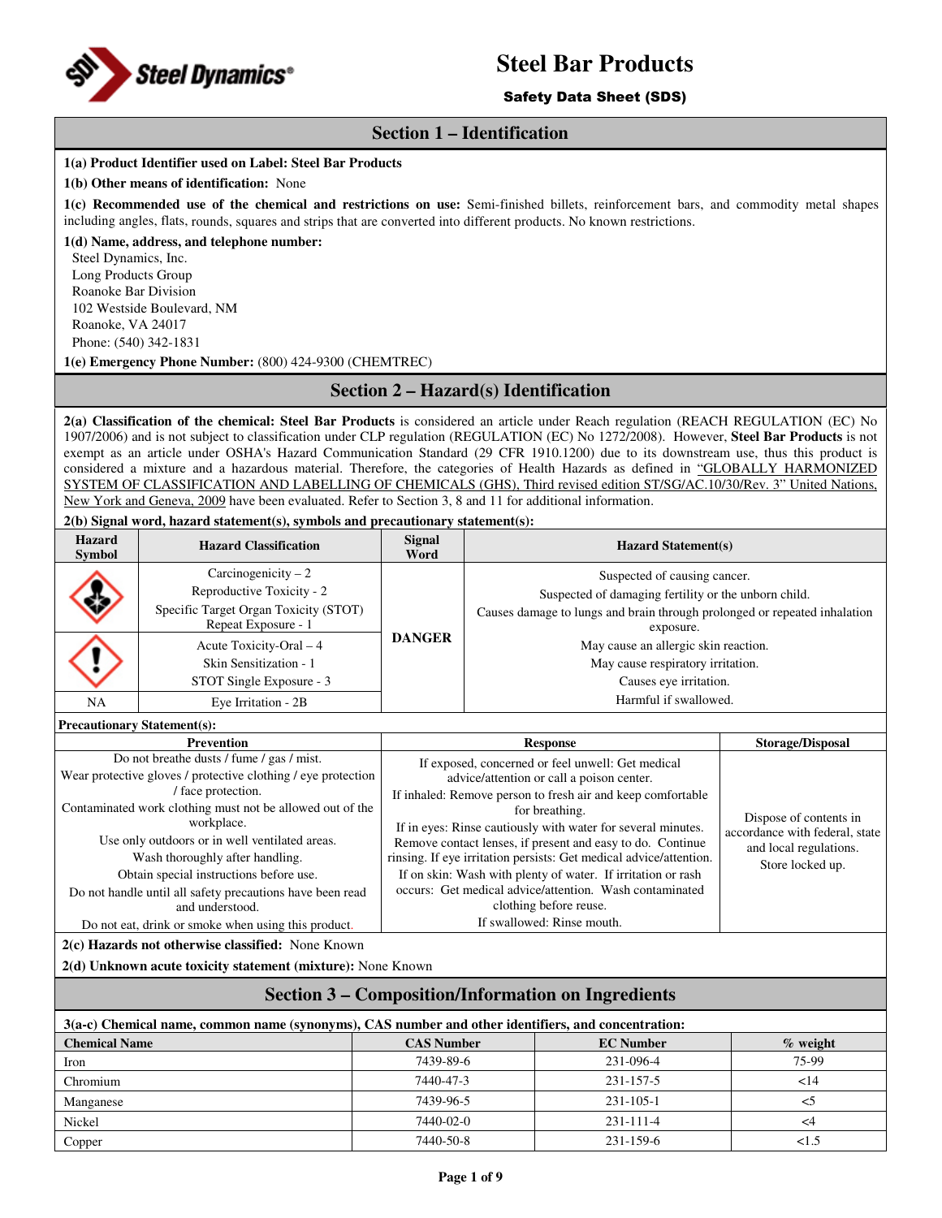# Steel Bar Products

**Safety Data Sheet (SDS)**

## Section 1 – Identification

**1(a) Product Identifier used on Label: Steel Bar Products**

**1(b) Other means of identification:** None

**1(c) Recommended use of the chemical and restrictions on use:** Semi-finished billets, reinforcement bars, and commodity metal shapes including angles, flats, rounds, squares and strips that are converted into different products. No known restrictions.

**1(d) Name, address, and telephone number:**

Steel Dynamics, Inc.
Long Products Group
Roanoke Bar Division
102 Westside Boulevard, NM
Roanoke, VA 24017
Phone: (540) 342-1831

**1(e) Emergency Phone Number:** (800) 424-9300 (CHEMTREC)

## Section 2 – Hazard(s) Identification

**2(a) Classification of the chemical: Steel Bar Products** is considered an article under Reach regulation (REACH REGULATION (EC) No 1907/2006) and is not subject to classification under CLP regulation (REGULATION (EC) No 1272/2008). However, **Steel Bar Products** is not exempt as an article under OSHA's Hazard Communication Standard (29 CFR 1910.1200) due to its downstream use, thus this product is considered a mixture and a hazardous material. Therefore, the categories of Health Hazards as defined in "GLOBALLY HARMONIZED SYSTEM OF CLASSIFICATION AND LABELLING OF CHEMICALS (GHS), Third revised edition ST/SG/AC.10/30/Rev. 3" United Nations, New York and Geneva, 2009 have been evaluated. Refer to Section 3, 8 and 11 for additional information.

**2(b) Signal word, hazard statement(s), symbols and precautionary statement(s):**

| Hazard Symbol | Hazard Classification | Signal Word | Hazard Statement(s) |
|---|---|---|---|
| (Health hazard) | Carcinogenicity – 2<br>Reproductive Toxicity - 2<br>Specific Target Organ Toxicity (STOT) Repeat Exposure - 1 | DANGER | Suspected of causing cancer.<br>Suspected of damaging fertility or the unborn child.<br>Causes damage to lungs and brain through prolonged or repeated inhalation exposure. |
| (Exclamation mark) | Acute Toxicity-Oral – 4<br>Skin Sensitization - 1<br>STOT Single Exposure - 3 | | May cause an allergic skin reaction.<br>May cause respiratory irritation.<br>Causes eye irritation. |
| NA | Eye Irritation - 2B | | Harmful if swallowed. |

**Precautionary Statement(s):**

| Prevention | Response | Storage/Disposal |
|---|---|---|
| Do not breathe dusts / fume / gas / mist.<br>Wear protective gloves / protective clothing / eye protection / face protection.<br>Contaminated work clothing must not be allowed out of the workplace.<br>Use only outdoors or in well ventilated areas.<br>Wash thoroughly after handling.<br>Obtain special instructions before use.<br>Do not handle until all safety precautions have been read and understood.<br>Do not eat, drink or smoke when using this product. | If exposed, concerned or feel unwell: Get medical advice/attention or call a poison center.<br>If inhaled: Remove person to fresh air and keep comfortable for breathing.<br>If in eyes: Rinse cautiously with water for several minutes. Remove contact lenses, if present and easy to do. Continue rinsing. If eye irritation persists: Get medical advice/attention.<br>If on skin: Wash with plenty of water. If irritation or rash occurs: Get medical advice/attention. Wash contaminated clothing before reuse.<br>If swallowed: Rinse mouth. | Dispose of contents in accordance with federal, state and local regulations.<br>Store locked up. |

**2(c) Hazards not otherwise classified:** None Known

**2(d) Unknown acute toxicity statement (mixture):** None Known

## Section 3 – Composition/Information on Ingredients

**3(a-c) Chemical name, common name (synonyms), CAS number and other identifiers, and concentration:**

| Chemical Name | CAS Number | EC Number | % weight |
|---|---|---|---|
| Iron | 7439-89-6 | 231-096-4 | 75-99 |
| Chromium | 7440-47-3 | 231-157-5 | <14 |
| Manganese | 7439-96-5 | 231-105-1 | <5 |
| Nickel | 7440-02-0 | 231-111-4 | <4 |
| Copper | 7440-50-8 | 231-159-6 | <1.5 |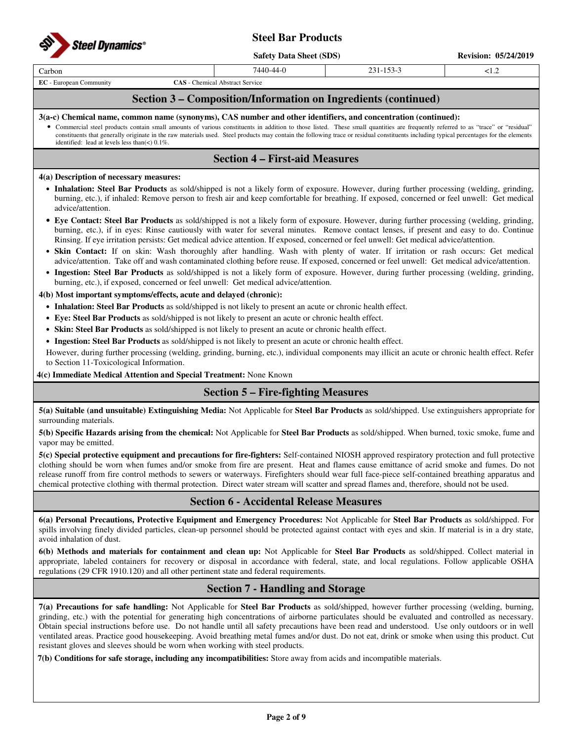| Carbon | 7440-44-0 | 231-153-3 | <1.2 |
|---|---|---|---|

**EC** - European Community **CAS** - Chemical Abstract Service

## Section 3 – Composition/Information on Ingredients (continued)

**3(a-c) Chemical name, common name (synonyms), CAS number and other identifiers, and concentration (continued):**

- Commercial steel products contain small amounts of various constituents in addition to those listed. These small quantities are frequently referred to as "trace" or "residual" constituents that generally originate in the raw materials used. Steel products may contain the following trace or residual constituents including typical percentages for the elements identified: lead at levels less than(<) 0.1%.

## Section 4 – First-aid Measures

**4(a) Description of necessary measures:**

- **Inhalation: Steel Bar Products** as sold/shipped is not a likely form of exposure. However, during further processing (welding, grinding, burning, etc.), if inhaled: Remove person to fresh air and keep comfortable for breathing. If exposed, concerned or feel unwell: Get medical advice/attention.
- **Eye Contact: Steel Bar Products** as sold/shipped is not a likely form of exposure. However, during further processing (welding, grinding, burning, etc.), if in eyes: Rinse cautiously with water for several minutes. Remove contact lenses, if present and easy to do. Continue Rinsing. If eye irritation persists: Get medical advice attention. If exposed, concerned or feel unwell: Get medical advice/attention.
- **Skin Contact:** If on skin: Wash thoroughly after handling. Wash with plenty of water. If irritation or rash occurs: Get medical advice/attention. Take off and wash contaminated clothing before reuse. If exposed, concerned or feel unwell: Get medical advice/attention.
- **Ingestion: Steel Bar Products** as sold/shipped is not a likely form of exposure. However, during further processing (welding, grinding, burning, etc.), if exposed, concerned or feel unwell: Get medical advice/attention.

**4(b) Most important symptoms/effects, acute and delayed (chronic):**

- **Inhalation: Steel Bar Products** as sold/shipped is not likely to present an acute or chronic health effect.
- **Eye: Steel Bar Products** as sold/shipped is not likely to present an acute or chronic health effect.
- **Skin: Steel Bar Products** as sold/shipped is not likely to present an acute or chronic health effect.
- **Ingestion: Steel Bar Products** as sold/shipped is not likely to present an acute or chronic health effect.

However, during further processing (welding, grinding, burning, etc.), individual components may illicit an acute or chronic health effect. Refer to Section 11-Toxicological Information.

**4(c) Immediate Medical Attention and Special Treatment:** None Known

## Section 5 – Fire-fighting Measures

**5(a) Suitable (and unsuitable) Extinguishing Media:** Not Applicable for **Steel Bar Products** as sold/shipped. Use extinguishers appropriate for surrounding materials.

**5(b) Specific Hazards arising from the chemical:** Not Applicable for **Steel Bar Products** as sold/shipped. When burned, toxic smoke, fume and vapor may be emitted.

**5(c) Special protective equipment and precautions for fire-fighters:** Self-contained NIOSH approved respiratory protection and full protective clothing should be worn when fumes and/or smoke from fire are present. Heat and flames cause emittance of acrid smoke and fumes. Do not release runoff from fire control methods to sewers or waterways. Firefighters should wear full face-piece self-contained breathing apparatus and chemical protective clothing with thermal protection. Direct water stream will scatter and spread flames and, therefore, should not be used.

## Section 6 - Accidental Release Measures

**6(a) Personal Precautions, Protective Equipment and Emergency Procedures:** Not Applicable for **Steel Bar Products** as sold/shipped. For spills involving finely divided particles, clean-up personnel should be protected against contact with eyes and skin. If material is in a dry state, avoid inhalation of dust.

**6(b) Methods and materials for containment and clean up:** Not Applicable for **Steel Bar Products** as sold/shipped. Collect material in appropriate, labeled containers for recovery or disposal in accordance with federal, state, and local regulations. Follow applicable OSHA regulations (29 CFR 1910.120) and all other pertinent state and federal requirements.

## Section 7 - Handling and Storage

**7(a) Precautions for safe handling:** Not Applicable for **Steel Bar Products** as sold/shipped, however further processing (welding, burning, grinding, etc.) with the potential for generating high concentrations of airborne particulates should be evaluated and controlled as necessary. Obtain special instructions before use. Do not handle until all safety precautions have been read and understood. Use only outdoors or in well ventilated areas. Practice good housekeeping. Avoid breathing metal fumes and/or dust. Do not eat, drink or smoke when using this product. Cut resistant gloves and sleeves should be worn when working with steel products.

**7(b) Conditions for safe storage, including any incompatibilities:** Store away from acids and incompatible materials.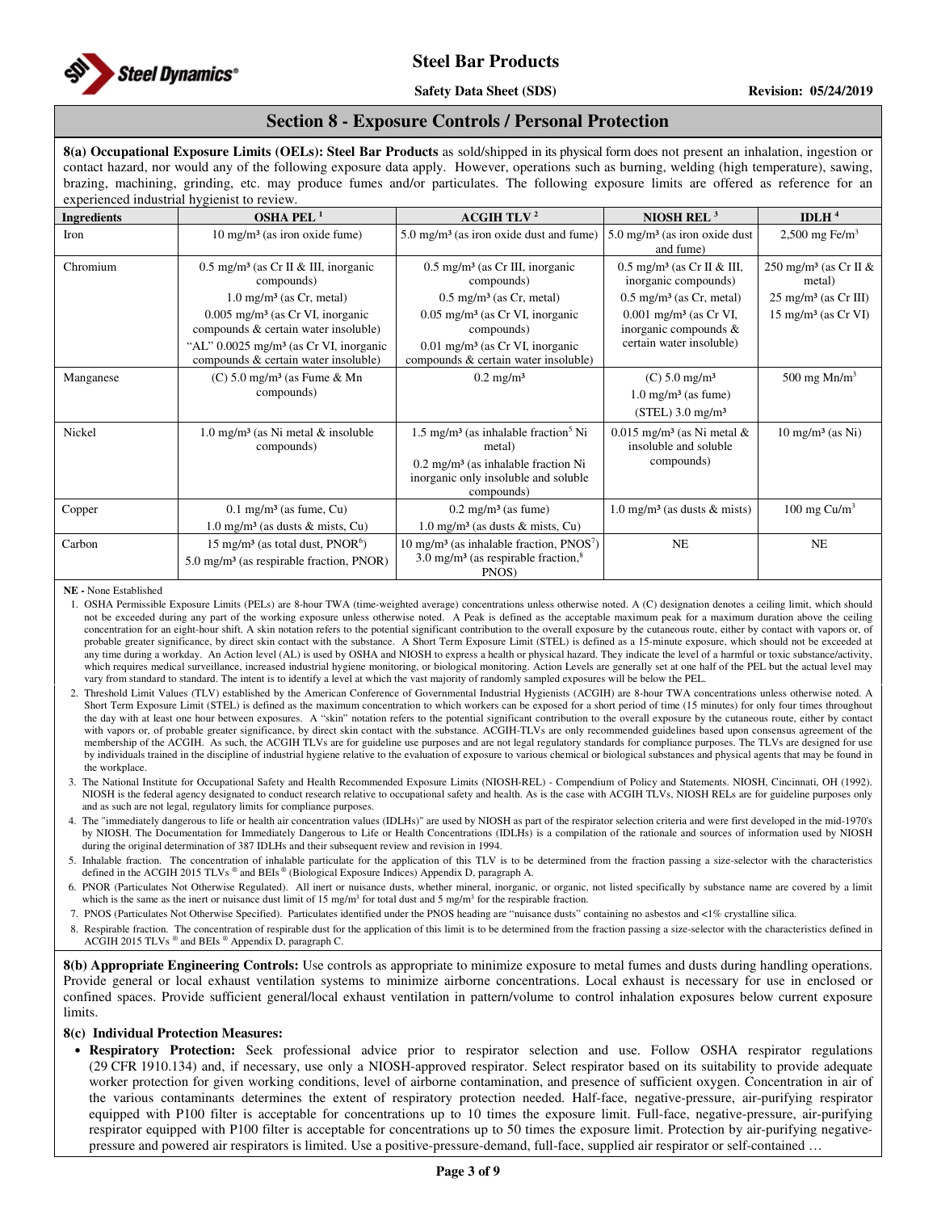## Section 8 - Exposure Controls / Personal Protection

**8(a) Occupational Exposure Limits (OELs): Steel Bar Products** as sold/shipped in its physical form does not present an inhalation, ingestion or contact hazard, nor would any of the following exposure data apply. However, operations such as burning, welding (high temperature), sawing, brazing, machining, grinding, etc. may produce fumes and/or particulates. The following exposure limits are offered as reference for an experienced industrial hygienist to review.

| Ingredients | OSHA PEL [1] | ACGIH TLV [2] | NIOSH REL [3] | IDLH [4] |
|---|---|---|---|---|
| Iron | 10 mg/m³ (as iron oxide fume) | 5.0 mg/m³ (as iron oxide dust and fume) | 5.0 mg/m³ (as iron oxide dust and fume) | 2,500 mg Fe/m³ |
| Chromium | 0.5 mg/m³ (as Cr II & III, inorganic compounds)<br>1.0 mg/m³ (as Cr, metal)<br>0.005 mg/m³ (as Cr VI, inorganic compounds & certain water insoluble)<br>"AL" 0.0025 mg/m³ (as Cr VI, inorganic compounds & certain water insoluble) | 0.5 mg/m³ (as Cr III, inorganic compounds)<br>0.5 mg/m³ (as Cr, metal)<br>0.05 mg/m³ (as Cr VI, inorganic compounds)<br>0.01 mg/m³ (as Cr VI, inorganic compounds & certain water insoluble) | 0.5 mg/m³ (as Cr II & III, inorganic compounds)<br>0.5 mg/m³ (as Cr, metal)<br>0.001 mg/m³ (as Cr VI, inorganic compounds & certain water insoluble) | 250 mg/m³ (as Cr II & metal)<br>25 mg/m³ (as Cr III)<br>15 mg/m³ (as Cr VI) |
| Manganese | (C) 5.0 mg/m³ (as Fume & Mn compounds) | 0.2 mg/m³ | (C) 5.0 mg/m³<br>1.0 mg/m³ (as fume)<br>(STEL) 3.0 mg/m³ | 500 mg Mn/m³ |
| Nickel | 1.0 mg/m³ (as Ni metal & insoluble compounds) | 1.5 mg/m³ (as inhalable fraction[5] Ni metal)<br>0.2 mg/m³ (as inhalable fraction Ni inorganic only insoluble and soluble compounds) | 0.015 mg/m³ (as Ni metal & insoluble and soluble compounds) | 10 mg/m³ (as Ni) |
| Copper | 0.1 mg/m³ (as fume, Cu)<br>1.0 mg/m³ (as dusts & mists, Cu) | 0.2 mg/m³ (as fume)<br>1.0 mg/m³ (as dusts & mists, Cu) | 1.0 mg/m³ (as dusts & mists) | 100 mg Cu/m³ |
| Carbon | 15 mg/m³ (as total dust, PNOR[6])<br>5.0 mg/m³ (as respirable fraction, PNOR) | 10 mg/m³ (as inhalable fraction, PNOS[7])<br>3.0 mg/m³ (as respirable fraction,[8] PNOS) | NE | NE |

**NE -** None Established

1. OSHA Permissible Exposure Limits (PELs) are 8-hour TWA (time-weighted average) concentrations unless otherwise noted. A (C) designation denotes a ceiling limit, which should not be exceeded during any part of the working exposure unless otherwise noted. A Peak is defined as the acceptable maximum peak for a maximum duration above the ceiling concentration for an eight-hour shift. A skin notation refers to the potential significant contribution to the overall exposure by the cutaneous route, either by contact with vapors or, of probable greater significance, by direct skin contact with the substance. A Short Term Exposure Limit (STEL) is defined as a 15-minute exposure, which should not be exceeded at any time during a workday. An Action level (AL) is used by OSHA and NIOSH to express a health or physical hazard. They indicate the level of a harmful or toxic substance/activity, which requires medical surveillance, increased industrial hygiene monitoring, or biological monitoring. Action Levels are generally set at one half of the PEL but the actual level may vary from standard to standard. The intent is to identify a level at which the vast majority of randomly sampled exposures will be below the PEL.
2. Threshold Limit Values (TLV) established by the American Conference of Governmental Industrial Hygienists (ACGIH) are 8-hour TWA concentrations unless otherwise noted. A Short Term Exposure Limit (STEL) is defined as the maximum concentration to which workers can be exposed for a short period of time (15 minutes) for only four times throughout the day with at least one hour between exposures. A "skin" notation refers to the potential significant contribution to the overall exposure by the cutaneous route, either by contact with vapors or, of probable greater significance, by direct skin contact with the substance. ACGIH-TLVs are only recommended guidelines based upon consensus agreement of the membership of the ACGIH. As such, the ACGIH TLVs are for guideline use purposes and are not legal regulatory standards for compliance purposes. The TLVs are designed for use by individuals trained in the discipline of industrial hygiene relative to the evaluation of exposure to various chemical or biological substances and physical agents that may be found in the workplace.
3. The National Institute for Occupational Safety and Health Recommended Exposure Limits (NIOSH-REL) - Compendium of Policy and Statements. NIOSH, Cincinnati, OH (1992). NIOSH is the federal agency designated to conduct research relative to occupational safety and health. As is the case with ACGIH TLVs, NIOSH RELs are for guideline purposes only and as such are not legal, regulatory limits for compliance purposes.
4. The "immediately dangerous to life or health air concentration values (IDLHs)" are used by NIOSH as part of the respirator selection criteria and were first developed in the mid-1970's by NIOSH. The Documentation for Immediately Dangerous to Life or Health Concentrations (IDLHs) is a compilation of the rationale and sources of information used by NIOSH during the original determination of 387 IDLHs and their subsequent review and revision in 1994.
5. Inhalable fraction. The concentration of inhalable particulate for the application of this TLV is to be determined from the fraction passing a size-selector with the characteristics defined in the ACGIH 2015 TLVs ® and BEIs ® (Biological Exposure Indices) Appendix D, paragraph A.
6. PNOR (Particulates Not Otherwise Regulated). All inert or nuisance dusts, whether mineral, inorganic, or organic, not listed specifically by substance name are covered by a limit which is the same as the inert or nuisance dust limit of 15 mg/m³ for total dust and 5 mg/m³ for the respirable fraction.
7. PNOS (Particulates Not Otherwise Specified). Particulates identified under the PNOS heading are "nuisance dusts" containing no asbestos and <1% crystalline silica.
8. Respirable fraction. The concentration of respirable dust for the application of this limit is to be determined from the fraction passing a size-selector with the characteristics defined in ACGIH 2015 TLVs ® and BEIs ® Appendix D, paragraph C.

**8(b) Appropriate Engineering Controls:** Use controls as appropriate to minimize exposure to metal fumes and dusts during handling operations. Provide general or local exhaust ventilation systems to minimize airborne concentrations. Local exhaust is necessary for use in enclosed or confined spaces. Provide sufficient general/local exhaust ventilation in pattern/volume to control inhalation exposures below current exposure limits.

**8(c) Individual Protection Measures:**

- **Respiratory Protection:** Seek professional advice prior to respirator selection and use. Follow OSHA respirator regulations (29 CFR 1910.134) and, if necessary, use only a NIOSH-approved respirator. Select respirator based on its suitability to provide adequate worker protection for given working conditions, level of airborne contamination, and presence of sufficient oxygen. Concentration in air of the various contaminants determines the extent of respiratory protection needed. Half-face, negative-pressure, air-purifying respirator equipped with P100 filter is acceptable for concentrations up to 10 times the exposure limit. Full-face, negative-pressure, air-purifying respirator equipped with P100 filter is acceptable for concentrations up to 50 times the exposure limit. Protection by air-purifying negative-pressure and powered air respirators is limited. Use a positive-pressure-demand, full-face, supplied air respirator or self-contained …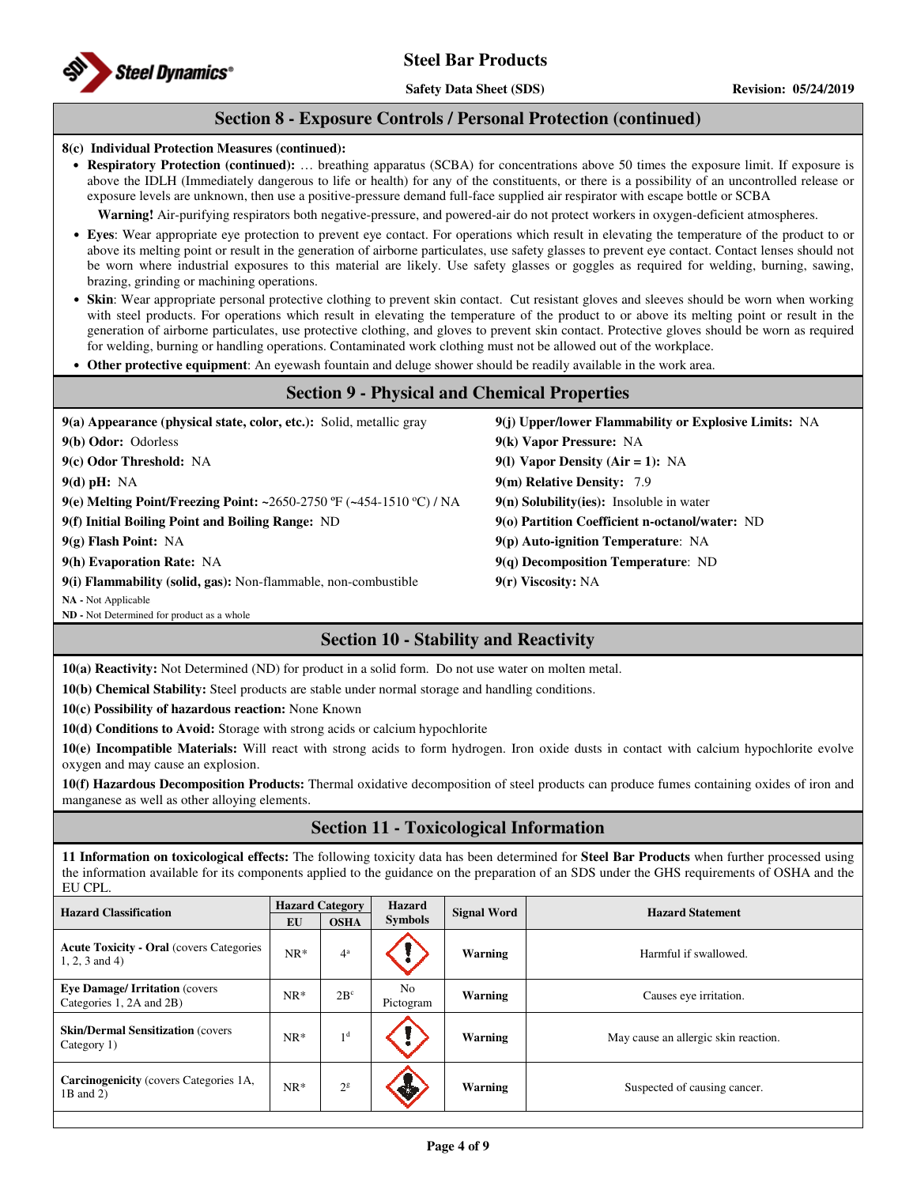## Section 8 - Exposure Controls / Personal Protection (continued)

**8(c) Individual Protection Measures (continued):**

- **Respiratory Protection (continued):** … breathing apparatus (SCBA) for concentrations above 50 times the exposure limit. If exposure is above the IDLH (Immediately dangerous to life or health) for any of the constituents, or there is a possibility of an uncontrolled release or exposure levels are unknown, then use a positive-pressure demand full-face supplied air respirator with escape bottle or SCBA

  **Warning!** Air-purifying respirators both negative-pressure, and powered-air do not protect workers in oxygen-deficient atmospheres.

- **Eyes**: Wear appropriate eye protection to prevent eye contact. For operations which result in elevating the temperature of the product to or above its melting point or result in the generation of airborne particulates, use safety glasses to prevent eye contact. Contact lenses should not be worn where industrial exposures to this material are likely. Use safety glasses or goggles as required for welding, burning, sawing, brazing, grinding or machining operations.
- **Skin**: Wear appropriate personal protective clothing to prevent skin contact. Cut resistant gloves and sleeves should be worn when working with steel products. For operations which result in elevating the temperature of the product to or above its melting point or result in the generation of airborne particulates, use protective clothing, and gloves to prevent skin contact. Protective gloves should be worn as required for welding, burning or handling operations. Contaminated work clothing must not be allowed out of the workplace.
- **Other protective equipment**: An eyewash fountain and deluge shower should be readily available in the work area.

## Section 9 - Physical and Chemical Properties

**9(a) Appearance (physical state, color, etc.):** Solid, metallic gray

**9(b) Odor:** Odorless

**9(c) Odor Threshold:** NA

**9(d) pH:** NA

**9(e) Melting Point/Freezing Point:** ~2650-2750 ºF (~454-1510 ºC) / NA

**9(f) Initial Boiling Point and Boiling Range:** ND

**9(g) Flash Point:** NA

**9(h) Evaporation Rate:** NA

**9(i) Flammability (solid, gas):** Non-flammable, non-combustible

**9(j) Upper/lower Flammability or Explosive Limits:** NA

**9(k) Vapor Pressure:** NA

**9(l) Vapor Density (Air = 1):** NA

**9(m) Relative Density:** 7.9

**9(n) Solubility(ies):** Insoluble in water

**9(o) Partition Coefficient n-octanol/water:** ND

**9(p) Auto-ignition Temperature**: NA

**9(q) Decomposition Temperature**: ND

**9(r) Viscosity:** NA

**NA -** Not Applicable
**ND -** Not Determined for product as a whole

## Section 10 - Stability and Reactivity

**10(a) Reactivity:** Not Determined (ND) for product in a solid form. Do not use water on molten metal.

**10(b) Chemical Stability:** Steel products are stable under normal storage and handling conditions.

**10(c) Possibility of hazardous reaction:** None Known

**10(d) Conditions to Avoid:** Storage with strong acids or calcium hypochlorite

**10(e) Incompatible Materials:** Will react with strong acids to form hydrogen. Iron oxide dusts in contact with calcium hypochlorite evolve oxygen and may cause an explosion.

**10(f) Hazardous Decomposition Products:** Thermal oxidative decomposition of steel products can produce fumes containing oxides of iron and manganese as well as other alloying elements.

## Section 11 - Toxicological Information

**11 Information on toxicological effects:** The following toxicity data has been determined for **Steel Bar Products** when further processed using the information available for its components applied to the guidance on the preparation of an SDS under the GHS requirements of OSHA and the EU CPL.

| Hazard Classification | Hazard Category | | Hazard Symbols | Signal Word | Hazard Statement |
|---|---|---|---|---|---|
| | EU | OSHA | | | |
| **Acute Toxicity - Oral** (covers Categories 1, 2, 3 and 4) | NR* | 4[a] | | **Warning** | Harmful if swallowed. |
| **Eye Damage/ Irritation** (covers Categories 1, 2A and 2B) | NR* | 2B[c] | No Pictogram | **Warning** | Causes eye irritation. |
| **Skin/Dermal Sensitization** (covers Category 1) | NR* | 1[d] | | **Warning** | May cause an allergic skin reaction. |
| **Carcinogenicity** (covers Categories 1A, 1B and 2) | NR* | 2[g] | | **Warning** | Suspected of causing cancer. |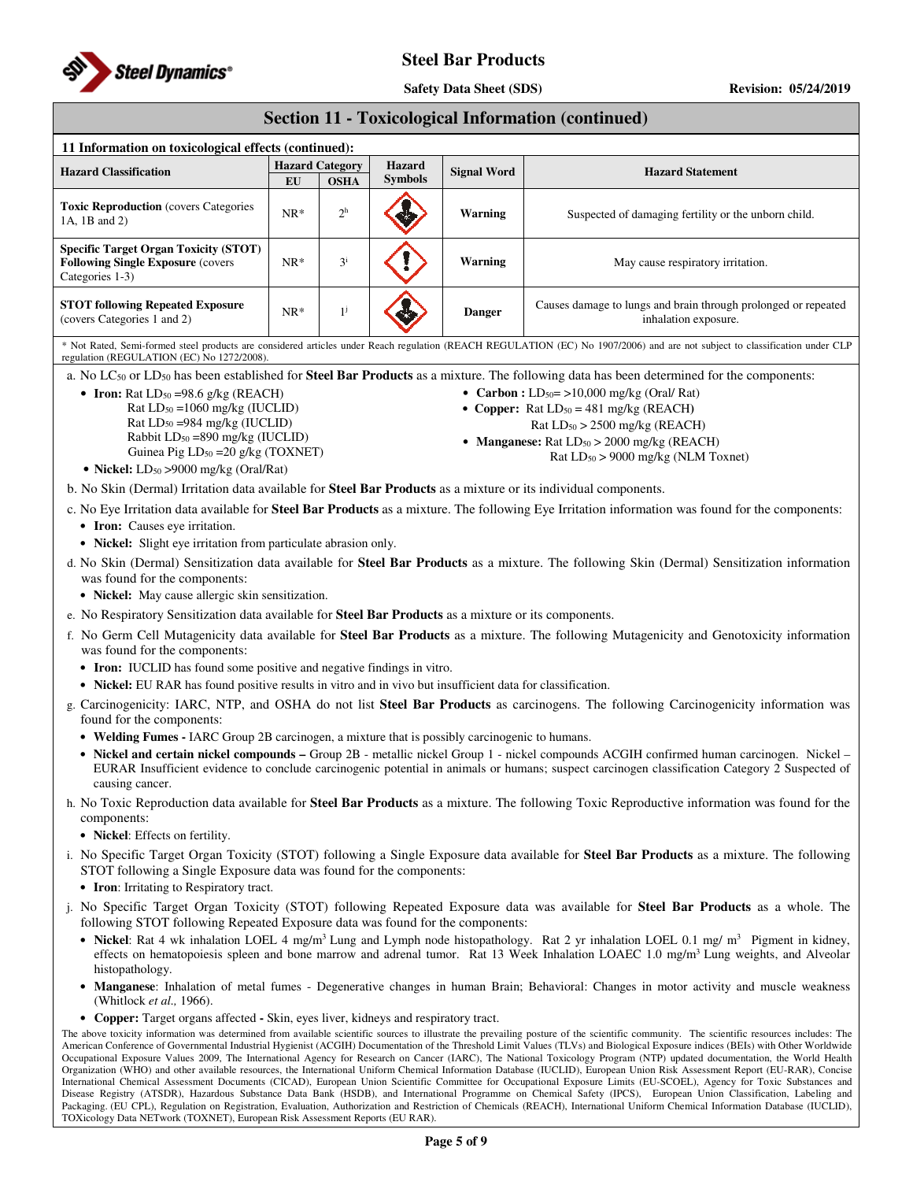## Section 11 - Toxicological Information (continued)

### 11 Information on toxicological effects (continued):

| Hazard Classification | Hazard Category | | Hazard Symbols | Signal Word | Hazard Statement |
|---|---|---|---|---|---|
| | EU | OSHA | | | |
| **Toxic Reproduction** (covers Categories 1A, 1B and 2) | NR* | 2[h] | | **Warning** | Suspected of damaging fertility or the unborn child. |
| **Specific Target Organ Toxicity (STOT) Following Single Exposure** (covers Categories 1-3) | NR* | 3[i] | | **Warning** | May cause respiratory irritation. |
| **STOT following Repeated Exposure** (covers Categories 1 and 2) | NR* | 1[j] | | **Danger** | Causes damage to lungs and brain through prolonged or repeated inhalation exposure. |

\* Not Rated, Semi-formed steel products are considered articles under Reach regulation (REACH REGULATION (EC) No 1907/2006) and are not subject to classification under CLP regulation (REGULATION (EC) No 1272/2008).

a. No $LC_{50}$ or $LD_{50}$ has been established for **Steel Bar Products** as a mixture. The following data has been determined for the components:

- **Iron:** Rat $LD_{50}$ =98.6 g/kg (REACH)
  Rat $LD_{50}$ =1060 mg/kg (IUCLID)
  Rat $LD_{50}$ =984 mg/kg (IUCLID)
  Rabbit $LD_{50}$ =890 mg/kg (IUCLID)
  Guinea Pig $LD_{50}$ =20 g/kg (TOXNET)
- **Nickel:** $LD_{50}$ >9000 mg/kg (Oral/Rat)
- **Carbon :** $LD_{50}$= >10,000 mg/kg (Oral/ Rat)
- **Copper:** Rat $LD_{50}$ = 481 mg/kg (REACH)
  Rat $LD_{50}$ > 2500 mg/kg (REACH)
- **Manganese:** Rat $LD_{50}$ > 2000 mg/kg (REACH)
  Rat $LD_{50}$ > 9000 mg/kg (NLM Toxnet)

b. No Skin (Dermal) Irritation data available for **Steel Bar Products** as a mixture or its individual components.

c. No Eye Irritation data available for **Steel Bar Products** as a mixture. The following Eye Irritation information was found for the components:

- **Iron:** Causes eye irritation.
- **Nickel:** Slight eye irritation from particulate abrasion only.

d. No Skin (Dermal) Sensitization data available for **Steel Bar Products** as a mixture. The following Skin (Dermal) Sensitization information was found for the components:

- **Nickel:** May cause allergic skin sensitization.

e. No Respiratory Sensitization data available for **Steel Bar Products** as a mixture or its components.

f. No Germ Cell Mutagenicity data available for **Steel Bar Products** as a mixture. The following Mutagenicity and Genotoxicity information was found for the components:

- **Iron:** IUCLID has found some positive and negative findings in vitro.
- **Nickel:** EU RAR has found positive results in vitro and in vivo but insufficient data for classification.

g. Carcinogenicity: IARC, NTP, and OSHA do not list **Steel Bar Products** as carcinogens. The following Carcinogenicity information was found for the components:

- **Welding Fumes -** IARC Group 2B carcinogen, a mixture that is possibly carcinogenic to humans.
- **Nickel and certain nickel compounds –** Group 2B - metallic nickel Group 1 - nickel compounds ACGIH confirmed human carcinogen. Nickel – EURAR Insufficient evidence to conclude carcinogenic potential in animals or humans; suspect carcinogen classification Category 2 Suspected of causing cancer.

h. No Toxic Reproduction data available for **Steel Bar Products** as a mixture. The following Toxic Reproductive information was found for the components:

- **Nickel**: Effects on fertility.

i. No Specific Target Organ Toxicity (STOT) following a Single Exposure data available for **Steel Bar Products** as a mixture. The following STOT following a Single Exposure data was found for the components:

- **Iron**: Irritating to Respiratory tract.

j. No Specific Target Organ Toxicity (STOT) following Repeated Exposure data was available for **Steel Bar Products** as a whole. The following STOT following Repeated Exposure data was found for the components:

- **Nickel**: Rat 4 wk inhalation LOEL 4 $mg/m^3$ Lung and Lymph node histopathology. Rat 2 yr inhalation LOEL 0.1 $mg/m^3$ Pigment in kidney, effects on hematopoiesis spleen and bone marrow and adrenal tumor. Rat 13 Week Inhalation LOAEC 1.0 $mg/m^3$ Lung weights, and Alveolar histopathology.
- **Manganese**: Inhalation of metal fumes - Degenerative changes in human Brain; Behavioral: Changes in motor activity and muscle weakness (Whitlock *et al.,* 1966).
- **Copper:** Target organs affected **-** Skin, eyes liver, kidneys and respiratory tract.

The above toxicity information was determined from available scientific sources to illustrate the prevailing posture of the scientific community. The scientific resources includes: The American Conference of Governmental Industrial Hygienist (ACGIH) Documentation of the Threshold Limit Values (TLVs) and Biological Exposure indices (BEIs) with Other Worldwide Occupational Exposure Values 2009, The International Agency for Research on Cancer (IARC), The National Toxicology Program (NTP) updated documentation, the World Health Organization (WHO) and other available resources, the International Uniform Chemical Information Database (IUCLID), European Union Risk Assessment Report (EU-RAR), Concise International Chemical Assessment Documents (CICAD), European Union Scientific Committee for Occupational Exposure Limits (EU-SCOEL), Agency for Toxic Substances and Disease Registry (ATSDR), Hazardous Substance Data Bank (HSDB), and International Programme on Chemical Safety (IPCS), European Union Classification, Labeling and Packaging. (EU CPL), Regulation on Registration, Evaluation, Authorization and Restriction of Chemicals (REACH), International Uniform Chemical Information Database (IUCLID), TOXicology Data NETwork (TOXNET), European Risk Assessment Reports (EU RAR).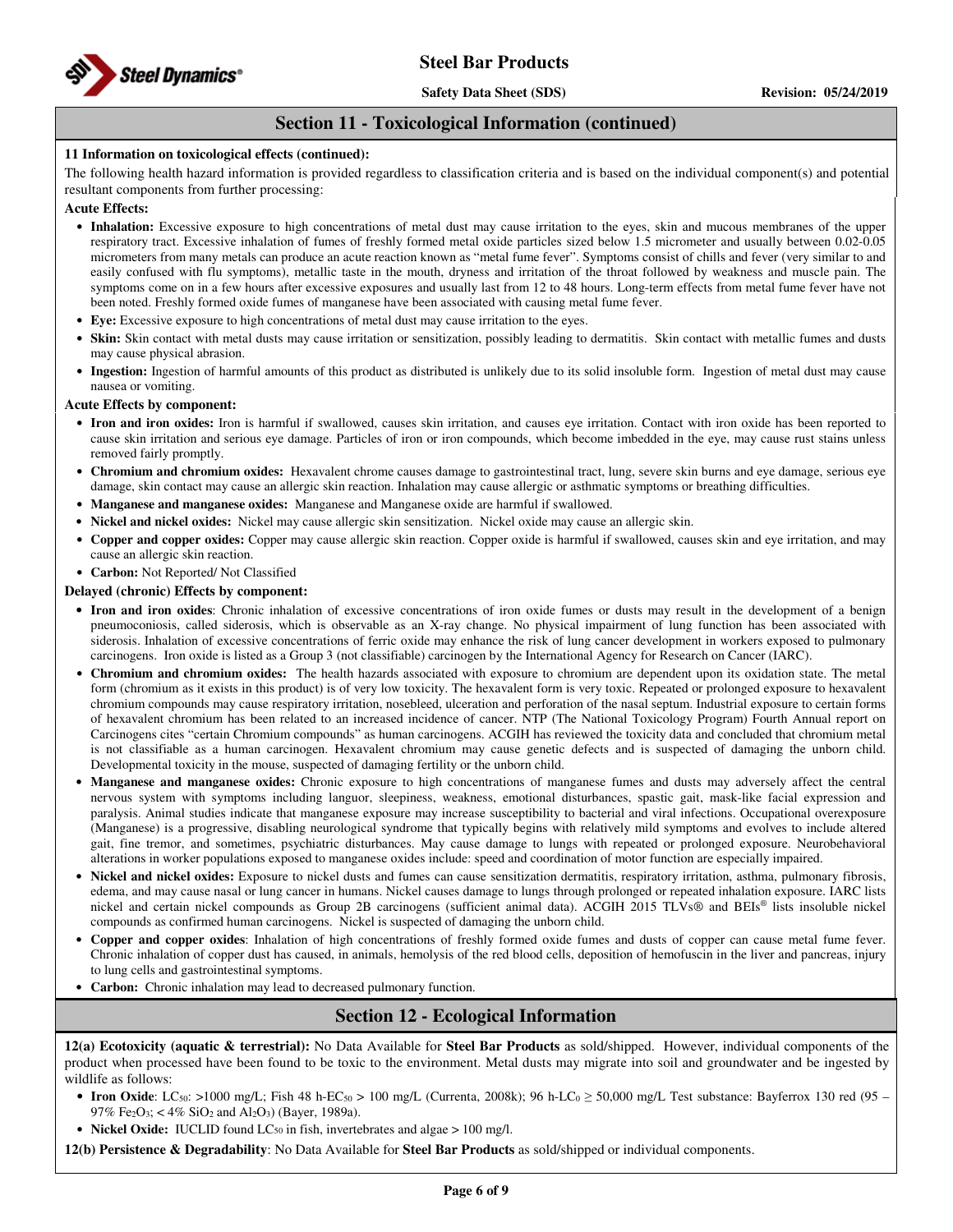## Section 11 - Toxicological Information (continued)

**11 Information on toxicological effects (continued):**

The following health hazard information is provided regardless to classification criteria and is based on the individual component(s) and potential resultant components from further processing:

**Acute Effects:**

- **Inhalation:** Excessive exposure to high concentrations of metal dust may cause irritation to the eyes, skin and mucous membranes of the upper respiratory tract. Excessive inhalation of fumes of freshly formed metal oxide particles sized below 1.5 micrometer and usually between 0.02-0.05 micrometers from many metals can produce an acute reaction known as "metal fume fever". Symptoms consist of chills and fever (very similar to and easily confused with flu symptoms), metallic taste in the mouth, dryness and irritation of the throat followed by weakness and muscle pain. The symptoms come on in a few hours after excessive exposures and usually last from 12 to 48 hours. Long-term effects from metal fume fever have not been noted. Freshly formed oxide fumes of manganese have been associated with causing metal fume fever.
- **Eye:** Excessive exposure to high concentrations of metal dust may cause irritation to the eyes.
- **Skin:** Skin contact with metal dusts may cause irritation or sensitization, possibly leading to dermatitis. Skin contact with metallic fumes and dusts may cause physical abrasion.
- **Ingestion:** Ingestion of harmful amounts of this product as distributed is unlikely due to its solid insoluble form. Ingestion of metal dust may cause nausea or vomiting.

**Acute Effects by component:**

- **Iron and iron oxides:** Iron is harmful if swallowed, causes skin irritation, and causes eye irritation. Contact with iron oxide has been reported to cause skin irritation and serious eye damage. Particles of iron or iron compounds, which become imbedded in the eye, may cause rust stains unless removed fairly promptly.
- **Chromium and chromium oxides:** Hexavalent chrome causes damage to gastrointestinal tract, lung, severe skin burns and eye damage, serious eye damage, skin contact may cause an allergic skin reaction. Inhalation may cause allergic or asthmatic symptoms or breathing difficulties.
- **Manganese and manganese oxides:** Manganese and Manganese oxide are harmful if swallowed.
- **Nickel and nickel oxides:** Nickel may cause allergic skin sensitization. Nickel oxide may cause an allergic skin.
- **Copper and copper oxides:** Copper may cause allergic skin reaction. Copper oxide is harmful if swallowed, causes skin and eye irritation, and may cause an allergic skin reaction.
- **Carbon:** Not Reported/ Not Classified

**Delayed (chronic) Effects by component:**

- **Iron and iron oxides**: Chronic inhalation of excessive concentrations of iron oxide fumes or dusts may result in the development of a benign pneumoconiosis, called siderosis, which is observable as an X-ray change. No physical impairment of lung function has been associated with siderosis. Inhalation of excessive concentrations of ferric oxide may enhance the risk of lung cancer development in workers exposed to pulmonary carcinogens. Iron oxide is listed as a Group 3 (not classifiable) carcinogen by the International Agency for Research on Cancer (IARC).
- **Chromium and chromium oxides:** The health hazards associated with exposure to chromium are dependent upon its oxidation state. The metal form (chromium as it exists in this product) is of very low toxicity. The hexavalent form is very toxic. Repeated or prolonged exposure to hexavalent chromium compounds may cause respiratory irritation, nosebleed, ulceration and perforation of the nasal septum. Industrial exposure to certain forms of hexavalent chromium has been related to an increased incidence of cancer. NTP (The National Toxicology Program) Fourth Annual report on Carcinogens cites "certain Chromium compounds" as human carcinogens. ACGIH has reviewed the toxicity data and concluded that chromium metal is not classifiable as a human carcinogen. Hexavalent chromium may cause genetic defects and is suspected of damaging the unborn child. Developmental toxicity in the mouse, suspected of damaging fertility or the unborn child.
- **Manganese and manganese oxides:** Chronic exposure to high concentrations of manganese fumes and dusts may adversely affect the central nervous system with symptoms including languor, sleepiness, weakness, emotional disturbances, spastic gait, mask-like facial expression and paralysis. Animal studies indicate that manganese exposure may increase susceptibility to bacterial and viral infections. Occupational overexposure (Manganese) is a progressive, disabling neurological syndrome that typically begins with relatively mild symptoms and evolves to include altered gait, fine tremor, and sometimes, psychiatric disturbances. May cause damage to lungs with repeated or prolonged exposure. Neurobehavioral alterations in worker populations exposed to manganese oxides include: speed and coordination of motor function are especially impaired.
- **Nickel and nickel oxides:** Exposure to nickel dusts and fumes can cause sensitization dermatitis, respiratory irritation, asthma, pulmonary fibrosis, edema, and may cause nasal or lung cancer in humans. Nickel causes damage to lungs through prolonged or repeated inhalation exposure. IARC lists nickel and certain nickel compounds as Group 2B carcinogens (sufficient animal data). ACGIH 2015 TLVs® and BEIs® lists insoluble nickel compounds as confirmed human carcinogens. Nickel is suspected of damaging the unborn child.
- **Copper and copper oxides**: Inhalation of high concentrations of freshly formed oxide fumes and dusts of copper can cause metal fume fever. Chronic inhalation of copper dust has caused, in animals, hemolysis of the red blood cells, deposition of hemofuscin in the liver and pancreas, injury to lung cells and gastrointestinal symptoms.
- **Carbon:** Chronic inhalation may lead to decreased pulmonary function.

## Section 12 - Ecological Information

**12(a) Ecotoxicity (aquatic & terrestrial):** No Data Available for **Steel Bar Products** as sold/shipped. However, individual components of the product when processed have been found to be toxic to the environment. Metal dusts may migrate into soil and groundwater and be ingested by wildlife as follows:

- **Iron Oxide**: $LC_{50}$: >1000 mg/L; Fish 48 h-$EC_{50}$ > 100 mg/L (Currenta, 2008k); 96 h-$LC_0$ ≥ 50,000 mg/L Test substance: Bayferrox 130 red (95 – 97% $Fe_2O_3$; < 4% $SiO_2$ and $Al_2O_3$) (Bayer, 1989a).
- **Nickel Oxide:** IUCLID found $LC_{50}$ in fish, invertebrates and algae > 100 mg/l.

**12(b) Persistence & Degradability**: No Data Available for **Steel Bar Products** as sold/shipped or individual components.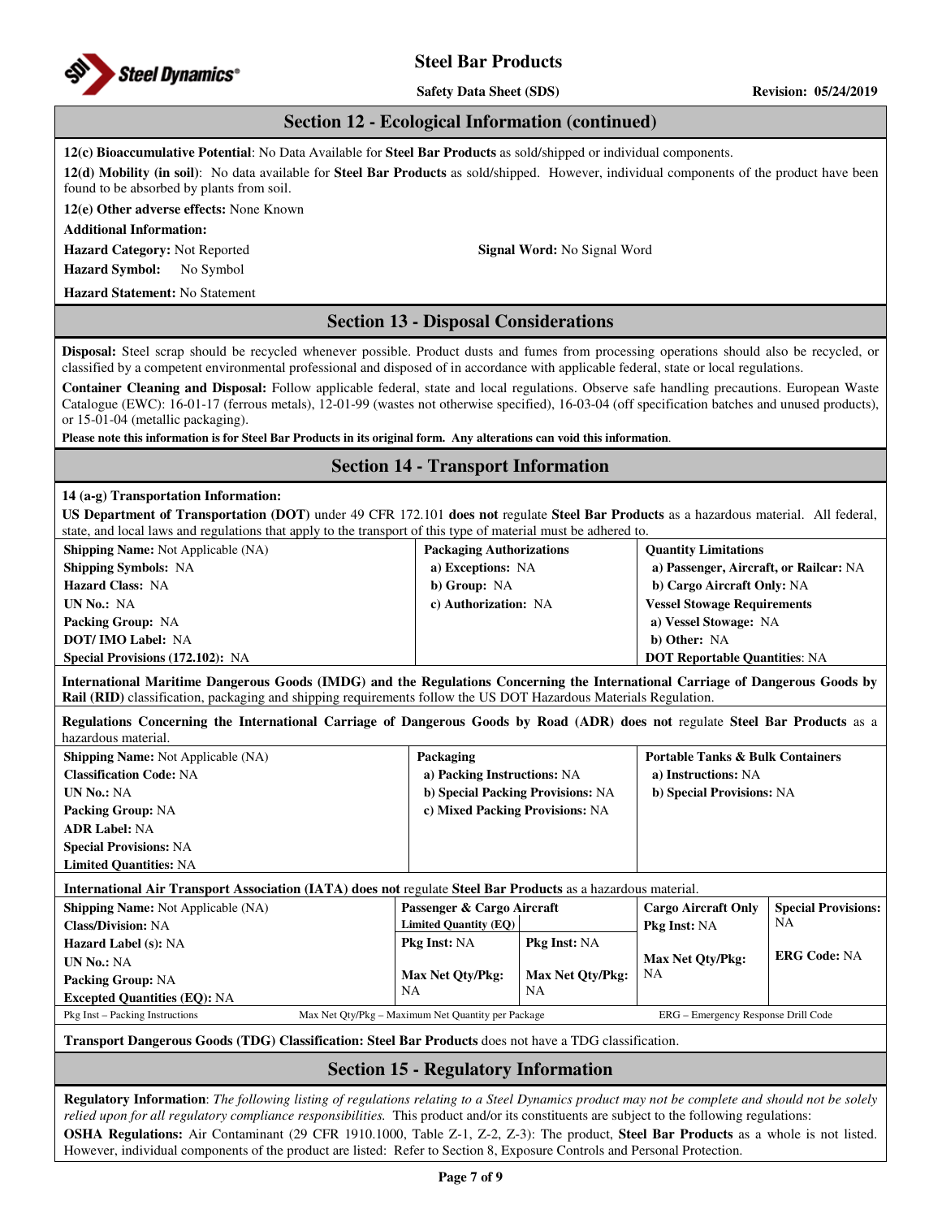## Section 12 - Ecological Information (continued)

**12(c) Bioaccumulative Potential**: No Data Available for **Steel Bar Products** as sold/shipped or individual components.

**12(d) Mobility (in soil)**: No data available for **Steel Bar Products** as sold/shipped. However, individual components of the product have been found to be absorbed by plants from soil.

**12(e) Other adverse effects:** None Known

**Additional Information:**

**Hazard Category:** Not Reported

**Signal Word:** No Signal Word

**Hazard Symbol:** No Symbol

**Hazard Statement:** No Statement

## Section 13 - Disposal Considerations

**Disposal:** Steel scrap should be recycled whenever possible. Product dusts and fumes from processing operations should also be recycled, or classified by a competent environmental professional and disposed of in accordance with applicable federal, state or local regulations.

**Container Cleaning and Disposal:** Follow applicable federal, state and local regulations. Observe safe handling precautions. European Waste Catalogue (EWC): 16-01-17 (ferrous metals), 12-01-99 (wastes not otherwise specified), 16-03-04 (off specification batches and unused products), or 15-01-04 (metallic packaging).

**Please note this information is for Steel Bar Products in its original form. Any alterations can void this information**.

## Section 14 - Transport Information

**14 (a-g) Transportation Information:**

**US Department of Transportation (DOT)** under 49 CFR 172.101 **does not** regulate **Steel Bar Products** as a hazardous material. All federal, state, and local laws and regulations that apply to the transport of this type of material must be adhered to.

| | | |
|---|---|---|
| **Shipping Name:** Not Applicable (NA) | **Packaging Authorizations** | **Quantity Limitations** |
| **Shipping Symbols:** NA | **a) Exceptions:** NA | **a) Passenger, Aircraft, or Railcar:** NA |
| **Hazard Class:** NA | **b) Group:** NA | **b) Cargo Aircraft Only:** NA |
| **UN No.:** NA | **c) Authorization:** NA | **Vessel Stowage Requirements** |
| **Packing Group:** NA | | **a) Vessel Stowage:** NA |
| **DOT/ IMO Label:** NA | | **b) Other:** NA |
| **Special Provisions (172.102):** NA | | **DOT Reportable Quantities**: NA |

**International Maritime Dangerous Goods (IMDG) and the Regulations Concerning the International Carriage of Dangerous Goods by Rail (RID)** classification, packaging and shipping requirements follow the US DOT Hazardous Materials Regulation.

**Regulations Concerning the International Carriage of Dangerous Goods by Road (ADR) does not** regulate **Steel Bar Products** as a hazardous material.

| | | |
|---|---|---|
| **Shipping Name:** Not Applicable (NA) | **Packaging** | **Portable Tanks & Bulk Containers** |
| **Classification Code:** NA | **a) Packing Instructions:** NA | **a) Instructions:** NA |
| **UN No.:** NA | **b) Special Packing Provisions:** NA | **b) Special Provisions:** NA |
| **Packing Group:** NA | **c) Mixed Packing Provisions:** NA | |
| **ADR Label:** NA | | |
| **Special Provisions:** NA | | |
| **Limited Quantities:** NA | | |

**International Air Transport Association (IATA) does not** regulate **Steel Bar Products** as a hazardous material.

| | **Passenger & Cargo Aircraft** | | **Cargo Aircraft Only** | **Special Provisions:** NA |
|---|---|---|---|---|
| **Shipping Name:** Not Applicable (NA) | **Limited Quantity (EQ)** | | **Pkg Inst:** NA | |
| **Class/Division:** NA | **Pkg Inst:** NA | **Pkg Inst:** NA | | **ERG Code:** NA |
| **Hazard Label (s):** NA | **Max Net Qty/Pkg:** NA | **Max Net Qty/Pkg:** NA | **Max Net Qty/Pkg:** NA | |
| **UN No.:** NA | | | | |
| **Packing Group:** NA | | | | |
| **Excepted Quantities (EQ):** NA | | | | |

Pkg Inst – Packing Instructions    Max Net Qty/Pkg – Maximum Net Quantity per Package    ERG – Emergency Response Drill Code

**Transport Dangerous Goods (TDG) Classification: Steel Bar Products** does not have a TDG classification.

## Section 15 - Regulatory Information

**Regulatory Information**: *The following listing of regulations relating to a Steel Dynamics product may not be complete and should not be solely relied upon for all regulatory compliance responsibilities.* This product and/or its constituents are subject to the following regulations:

**OSHA Regulations:** Air Contaminant (29 CFR 1910.1000, Table Z-1, Z-2, Z-3): The product, **Steel Bar Products** as a whole is not listed. However, individual components of the product are listed: Refer to Section 8, Exposure Controls and Personal Protection.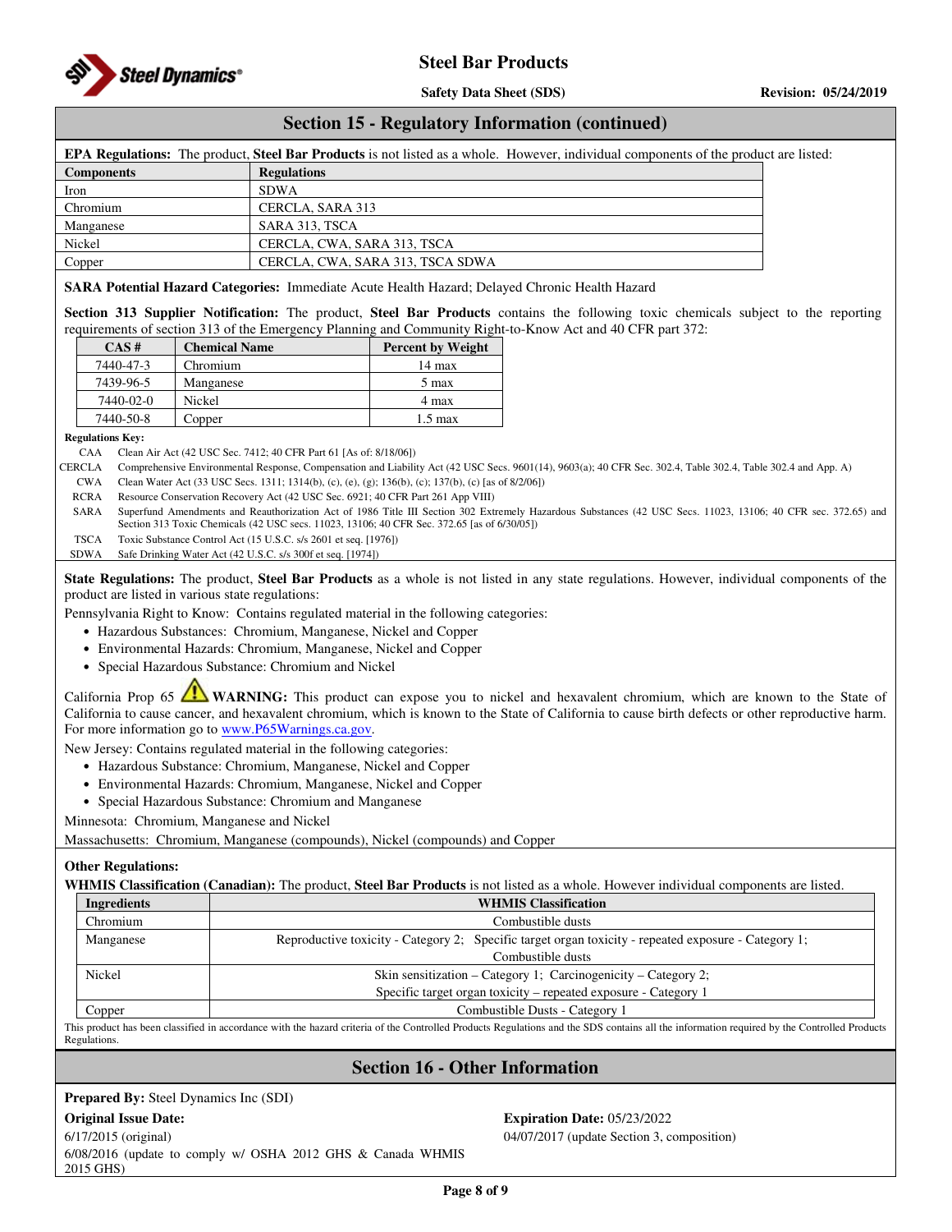## Section 15 - Regulatory Information (continued)

**EPA Regulations:** The product, **Steel Bar Products** is not listed as a whole. However, individual components of the product are listed:

| Components | Regulations |
|---|---|
| Iron | SDWA |
| Chromium | CERCLA, SARA 313 |
| Manganese | SARA 313, TSCA |
| Nickel | CERCLA, CWA, SARA 313, TSCA |
| Copper | CERCLA, CWA, SARA 313, TSCA SDWA |

**SARA Potential Hazard Categories:** Immediate Acute Health Hazard; Delayed Chronic Health Hazard

**Section 313 Supplier Notification:** The product, **Steel Bar Products** contains the following toxic chemicals subject to the reporting requirements of section 313 of the Emergency Planning and Community Right-to-Know Act and 40 CFR part 372:

| CAS # | Chemical Name | Percent by Weight |
|---|---|---|
| 7440-47-3 | Chromium | 14 max |
| 7439-96-5 | Manganese | 5 max |
| 7440-02-0 | Nickel | 4 max |
| 7440-50-8 | Copper | 1.5 max |

**Regulations Key:**

- CAA – Clean Air Act (42 USC Sec. 7412; 40 CFR Part 61 [As of: 8/18/06])
- CERCLA – Comprehensive Environmental Response, Compensation and Liability Act (42 USC Secs. 9601(14), 9603(a); 40 CFR Sec. 302.4, Table 302.4, Table 302.4 and App. A)
- CWA – Clean Water Act (33 USC Secs. 1311; 1314(b), (c), (e), (g); 136(b), (c); 137(b), (c) [as of 8/2/06])
- RCRA – Resource Conservation Recovery Act (42 USC Sec. 6921; 40 CFR Part 261 App VIII)
- SARA – Superfund Amendments and Reauthorization Act of 1986 Title III Section 302 Extremely Hazardous Substances (42 USC Secs. 11023, 13106; 40 CFR sec. 372.65) and Section 313 Toxic Chemicals (42 USC secs. 11023, 13106; 40 CFR Sec. 372.65 [as of 6/30/05])
- TSCA – Toxic Substance Control Act (15 U.S.C. s/s 2601 et seq. [1976])
- SDWA – Safe Drinking Water Act (42 U.S.C. s/s 300f et seq. [1974])

**State Regulations:** The product, **Steel Bar Products** as a whole is not listed in any state regulations. However, individual components of the product are listed in various state regulations:

Pennsylvania Right to Know: Contains regulated material in the following categories:

- Hazardous Substances: Chromium, Manganese, Nickel and Copper
- Environmental Hazards: Chromium, Manganese, Nickel and Copper
- Special Hazardous Substance: Chromium and Nickel

California Prop 65 ⚠ **WARNING:** This product can expose you to nickel and hexavalent chromium, which are known to the State of California to cause cancer, and hexavalent chromium, which is known to the State of California to cause birth defects or other reproductive harm. For more information go to www.P65Warnings.ca.gov.

New Jersey: Contains regulated material in the following categories:

- Hazardous Substance: Chromium, Manganese, Nickel and Copper
- Environmental Hazards: Chromium, Manganese, Nickel and Copper
- Special Hazardous Substance: Chromium and Manganese

Minnesota: Chromium, Manganese and Nickel

Massachusetts: Chromium, Manganese (compounds), Nickel (compounds) and Copper

**Other Regulations:**

**WHMIS Classification (Canadian):** The product, **Steel Bar Products** is not listed as a whole. However individual components are listed.

| Ingredients | WHMIS Classification |
|---|---|
| Chromium | Combustible dusts |
| Manganese | Reproductive toxicity - Category 2; Specific target organ toxicity - repeated exposure - Category 1; Combustible dusts |
| Nickel | Skin sensitization – Category 1; Carcinogenicity – Category 2; Specific target organ toxicity – repeated exposure - Category 1 |
| Copper | Combustible Dusts - Category 1 |

This product has been classified in accordance with the hazard criteria of the Controlled Products Regulations and the SDS contains all the information required by the Controlled Products Regulations.

## Section 16 - Other Information

**Prepared By:** Steel Dynamics Inc (SDI)

**Original Issue Date:**

6/17/2015 (original)

6/08/2016 (update to comply w/ OSHA 2012 GHS & Canada WHMIS 2015 GHS)

04/07/2017 (update Section 3, composition)

**Expiration Date:** 05/23/2022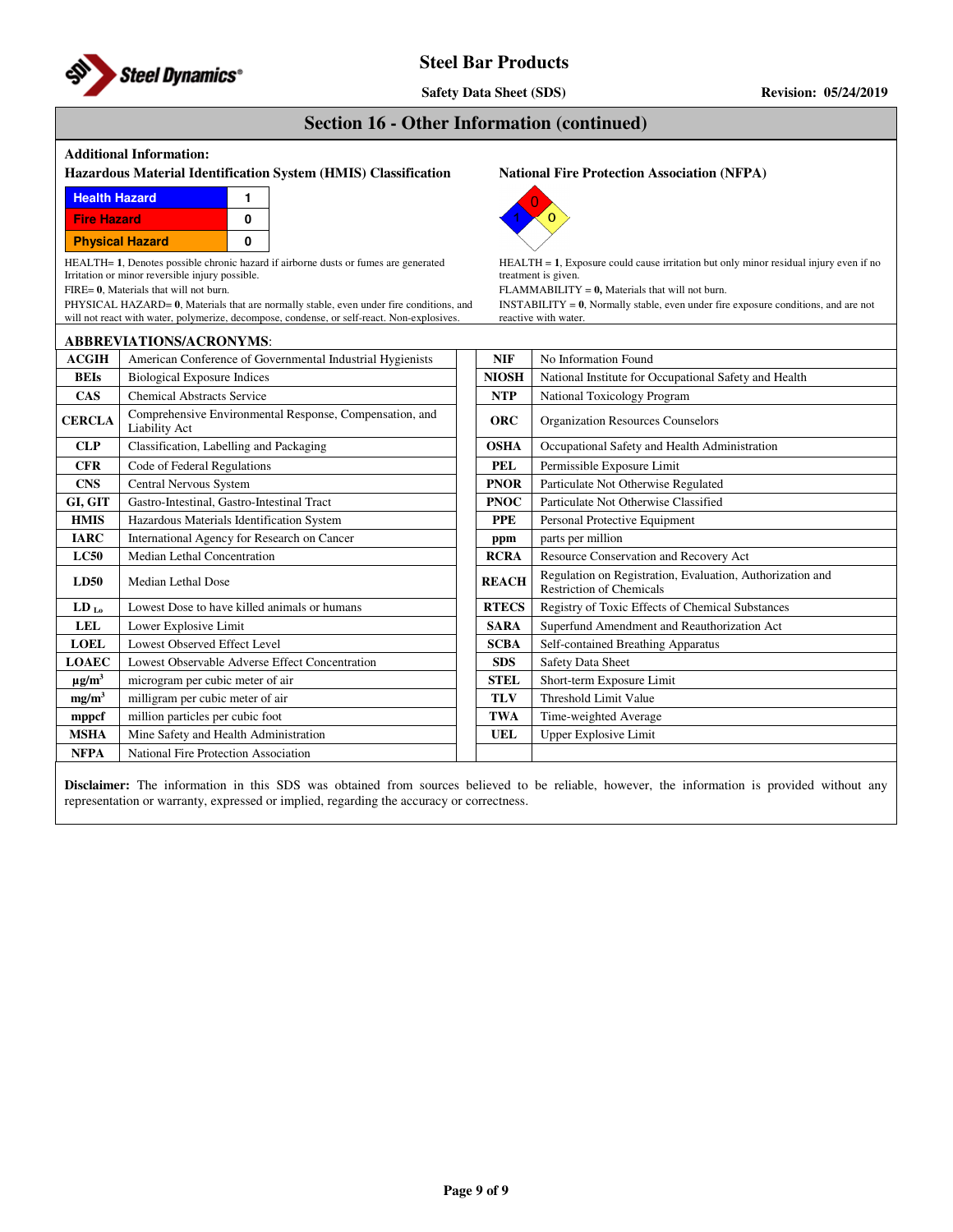## Section 16 - Other Information (continued)

**Additional Information:**

**Hazardous Material Identification System (HMIS) Classification**

| | |
|---|---|
| Health Hazard | 1 |
| Fire Hazard | 0 |
| Physical Hazard | 0 |

HEALTH= **1**, Denotes possible chronic hazard if airborne dusts or fumes are generated Irritation or minor reversible injury possible.
FIRE= **0**, Materials that will not burn.
PHYSICAL HAZARD= **0**, Materials that are normally stable, even under fire conditions, and will not react with water, polymerize, decompose, condense, or self-react. Non-explosives.

**National Fire Protection Association (NFPA)**

0
1
0

HEALTH = **1**, Exposure could cause irritation but only minor residual injury even if no treatment is given.
FLAMMABILITY = **0,** Materials that will not burn.
INSTABILITY = **0**, Normally stable, even under fire exposure conditions, and are not reactive with water.

**ABBREVIATIONS/ACRONYMS**:

| | | | |
|---|---|---|---|
| **ACGIH** | American Conference of Governmental Industrial Hygienists | **NIF** | No Information Found |
| **BEIs** | Biological Exposure Indices | **NIOSH** | National Institute for Occupational Safety and Health |
| **CAS** | Chemical Abstracts Service | **NTP** | National Toxicology Program |
| **CERCLA** | Comprehensive Environmental Response, Compensation, and Liability Act | **ORC** | Organization Resources Counselors |
| **CLP** | Classification, Labelling and Packaging | **OSHA** | Occupational Safety and Health Administration |
| **CFR** | Code of Federal Regulations | **PEL** | Permissible Exposure Limit |
| **CNS** | Central Nervous System | **PNOR** | Particulate Not Otherwise Regulated |
| **GI, GIT** | Gastro-Intestinal, Gastro-Intestinal Tract | **PNOC** | Particulate Not Otherwise Classified |
| **HMIS** | Hazardous Materials Identification System | **PPE** | Personal Protective Equipment |
| **IARC** | International Agency for Research on Cancer | **ppm** | parts per million |
| **LC50** | Median Lethal Concentration | **RCRA** | Resource Conservation and Recovery Act |
| **LD50** | Median Lethal Dose | **REACH** | Regulation on Registration, Evaluation, Authorization and Restriction of Chemicals |
| **$LD_{Lo}$** | Lowest Dose to have killed animals or humans | **RTECS** | Registry of Toxic Effects of Chemical Substances |
| **LEL** | Lower Explosive Limit | **SARA** | Superfund Amendment and Reauthorization Act |
| **LOEL** | Lowest Observed Effect Level | **SCBA** | Self-contained Breathing Apparatus |
| **LOAEC** | Lowest Observable Adverse Effect Concentration | **SDS** | Safety Data Sheet |
| **$\mu g/m^3$** | microgram per cubic meter of air | **STEL** | Short-term Exposure Limit |
| **$mg/m^3$** | milligram per cubic meter of air | **TLV** | Threshold Limit Value |
| **mppcf** | million particles per cubic foot | **TWA** | Time-weighted Average |
| **MSHA** | Mine Safety and Health Administration | **UEL** | Upper Explosive Limit |
| **NFPA** | National Fire Protection Association | | |

**Disclaimer:** The information in this SDS was obtained from sources believed to be reliable, however, the information is provided without any representation or warranty, expressed or implied, regarding the accuracy or correctness.